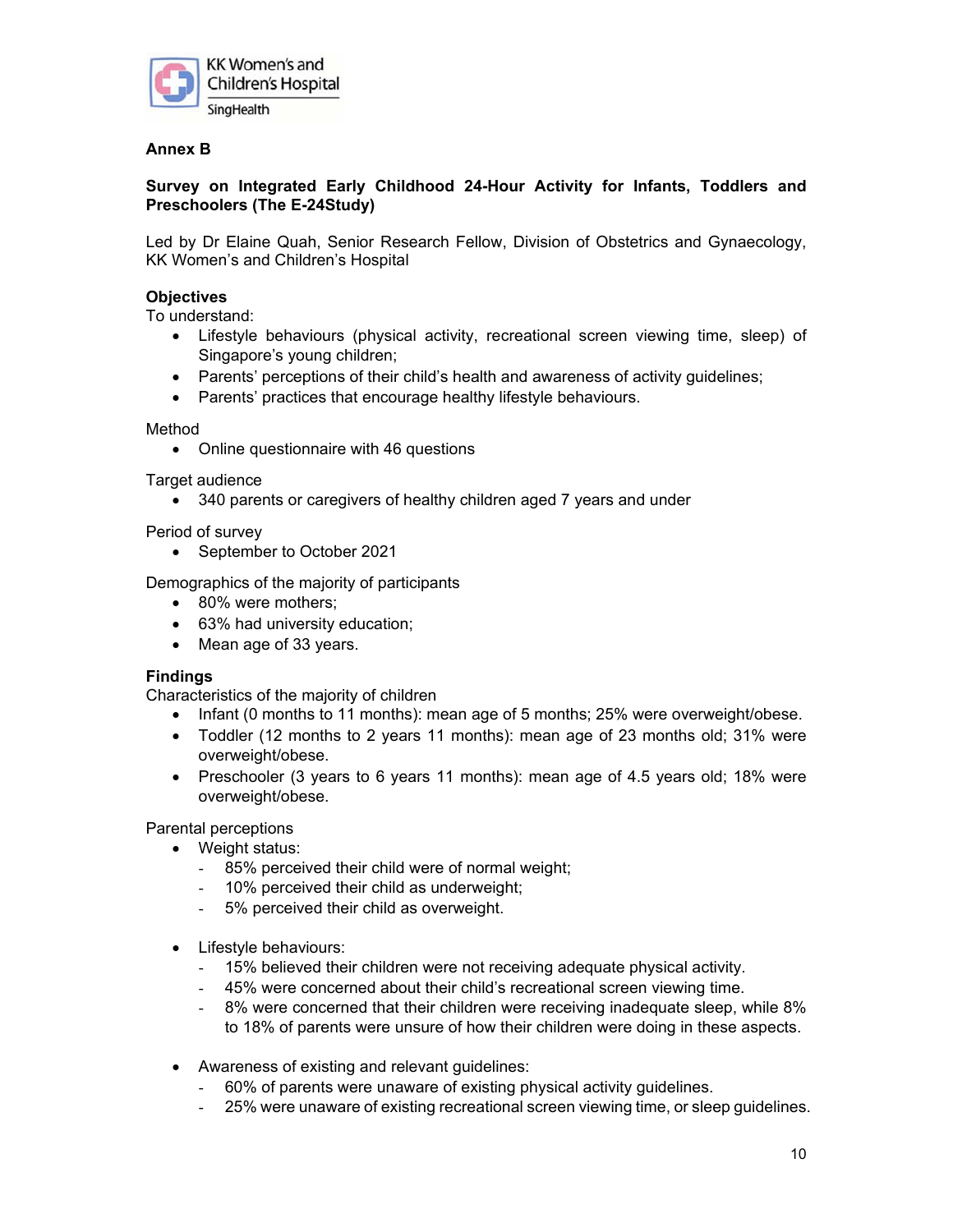KK Women's and Children's Hospital
SingHealth

## Annex B

### Survey on Integrated Early Childhood 24-Hour Activity for Infants, Toddlers and Preschoolers (The E-24Study)

Led by Dr Elaine Quah, Senior Research Fellow, Division of Obstetrics and Gynaecology, KK Women's and Children's Hospital

**Objectives**

To understand:

- Lifestyle behaviours (physical activity, recreational screen viewing time, sleep) of Singapore's young children;
- Parents' perceptions of their child's health and awareness of activity guidelines;
- Parents' practices that encourage healthy lifestyle behaviours.

Method

- Online questionnaire with 46 questions

Target audience

- 340 parents or caregivers of healthy children aged 7 years and under

Period of survey

- September to October 2021

Demographics of the majority of participants

- 80% were mothers;
- 63% had university education;
- Mean age of 33 years.

**Findings**

Characteristics of the majority of children

- Infant (0 months to 11 months): mean age of 5 months; 25% were overweight/obese.
- Toddler (12 months to 2 years 11 months): mean age of 23 months old; 31% were overweight/obese.
- Preschooler (3 years to 6 years 11 months): mean age of 4.5 years old; 18% were overweight/obese.

Parental perceptions

- Weight status:
  - 85% perceived their child were of normal weight;
  - 10% perceived their child as underweight;
  - 5% perceived their child as overweight.

- Lifestyle behaviours:
  - 15% believed their children were not receiving adequate physical activity.
  - 45% were concerned about their child's recreational screen viewing time.
  - 8% were concerned that their children were receiving inadequate sleep, while 8% to 18% of parents were unsure of how their children were doing in these aspects.

- Awareness of existing and relevant guidelines:
  - 60% of parents were unaware of existing physical activity guidelines.
  - 25% were unaware of existing recreational screen viewing time, or sleep guidelines.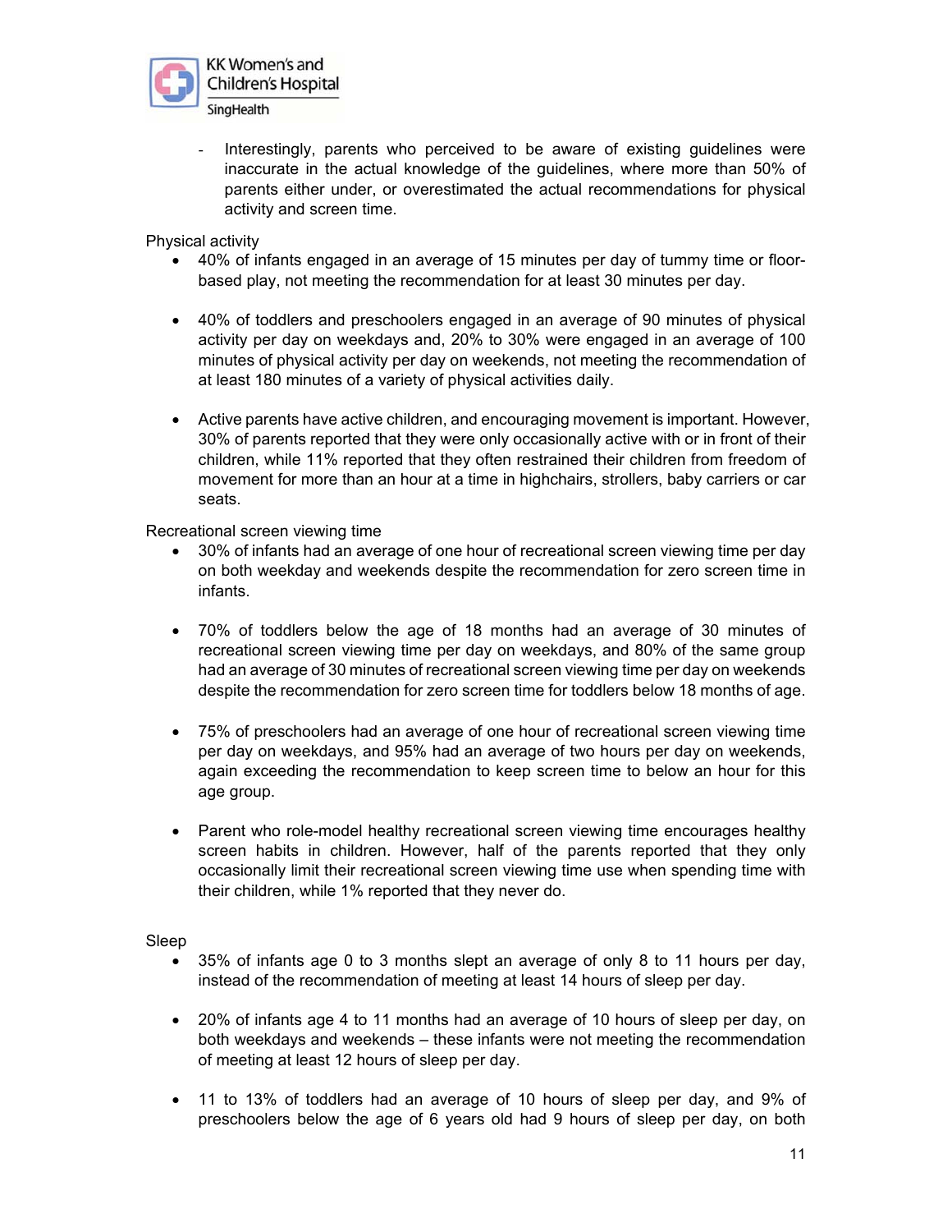- Interestingly, parents who perceived to be aware of existing guidelines were inaccurate in the actual knowledge of the guidelines, where more than 50% of parents either under, or overestimated the actual recommendations for physical activity and screen time.

Physical activity

- 40% of infants engaged in an average of 15 minutes per day of tummy time or floor-based play, not meeting the recommendation for at least 30 minutes per day.
- 40% of toddlers and preschoolers engaged in an average of 90 minutes of physical activity per day on weekdays and, 20% to 30% were engaged in an average of 100 minutes of physical activity per day on weekends, not meeting the recommendation of at least 180 minutes of a variety of physical activities daily.
- Active parents have active children, and encouraging movement is important. However, 30% of parents reported that they were only occasionally active with or in front of their children, while 11% reported that they often restrained their children from freedom of movement for more than an hour at a time in highchairs, strollers, baby carriers or car seats.

Recreational screen viewing time

- 30% of infants had an average of one hour of recreational screen viewing time per day on both weekday and weekends despite the recommendation for zero screen time in infants.
- 70% of toddlers below the age of 18 months had an average of 30 minutes of recreational screen viewing time per day on weekdays, and 80% of the same group had an average of 30 minutes of recreational screen viewing time per day on weekends despite the recommendation for zero screen time for toddlers below 18 months of age.
- 75% of preschoolers had an average of one hour of recreational screen viewing time per day on weekdays, and 95% had an average of two hours per day on weekends, again exceeding the recommendation to keep screen time to below an hour for this age group.
- Parent who role-model healthy recreational screen viewing time encourages healthy screen habits in children. However, half of the parents reported that they only occasionally limit their recreational screen viewing time use when spending time with their children, while 1% reported that they never do.

Sleep

- 35% of infants age 0 to 3 months slept an average of only 8 to 11 hours per day, instead of the recommendation of meeting at least 14 hours of sleep per day.
- 20% of infants age 4 to 11 months had an average of 10 hours of sleep per day, on both weekdays and weekends – these infants were not meeting the recommendation of meeting at least 12 hours of sleep per day.
- 11 to 13% of toddlers had an average of 10 hours of sleep per day, and 9% of preschoolers below the age of 6 years old had 9 hours of sleep per day, on both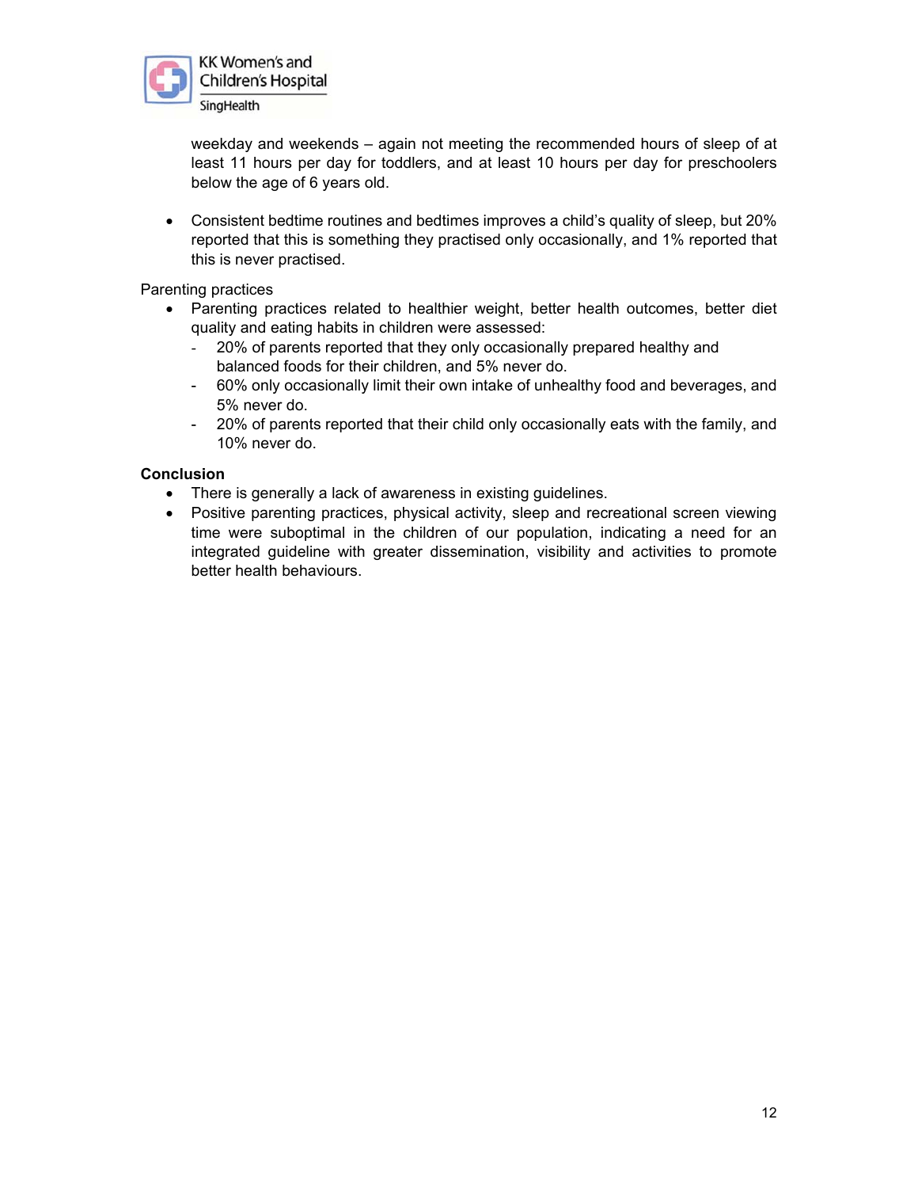weekday and weekends – again not meeting the recommended hours of sleep of at least 11 hours per day for toddlers, and at least 10 hours per day for preschoolers below the age of 6 years old.

- Consistent bedtime routines and bedtimes improves a child's quality of sleep, but 20% reported that this is something they practised only occasionally, and 1% reported that this is never practised.

Parenting practices

- Parenting practices related to healthier weight, better health outcomes, better diet quality and eating habits in children were assessed:
  - 20% of parents reported that they only occasionally prepared healthy and balanced foods for their children, and 5% never do.
  - 60% only occasionally limit their own intake of unhealthy food and beverages, and 5% never do.
  - 20% of parents reported that their child only occasionally eats with the family, and 10% never do.

**Conclusion**

- There is generally a lack of awareness in existing guidelines.
- Positive parenting practices, physical activity, sleep and recreational screen viewing time were suboptimal in the children of our population, indicating a need for an integrated guideline with greater dissemination, visibility and activities to promote better health behaviours.